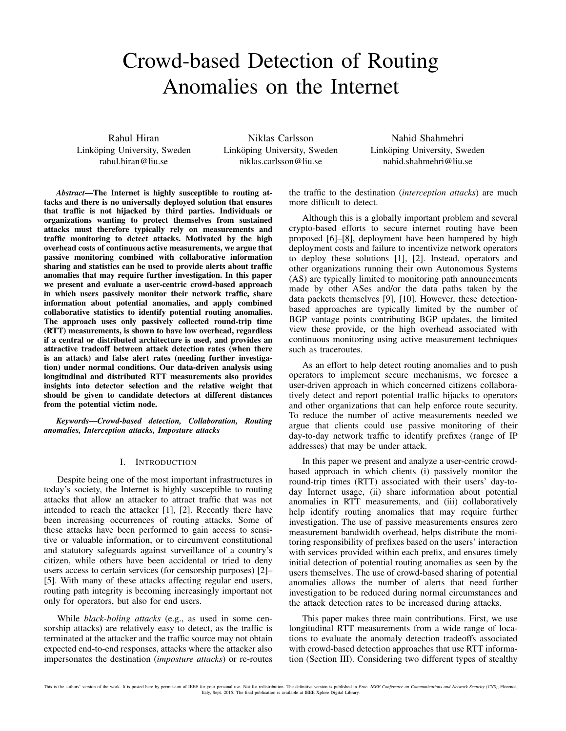# Crowd-based Detection of Routing Anomalies on the Internet

Rahul Hiran
Linköping University, Sweden
rahul.hiran@liu.se

Niklas Carlsson
Linköping University, Sweden
niklas.carlsson@liu.se

Nahid Shahmehri
Linköping University, Sweden
nahid.shahmehri@liu.se

***Abstract*—The Internet is highly susceptible to routing attacks and there is no universally deployed solution that ensures that traffic is not hijacked by third parties. Individuals or organizations wanting to protect themselves from sustained attacks must therefore typically rely on measurements and traffic monitoring to detect attacks. Motivated by the high overhead costs of continuous active measurements, we argue that passive monitoring combined with collaborative information sharing and statistics can be used to provide alerts about traffic anomalies that may require further investigation. In this paper we present and evaluate a user-centric crowd-based approach in which users passively monitor their network traffic, share information about potential anomalies, and apply combined collaborative statistics to identify potential routing anomalies. The approach uses only passively collected round-trip time (RTT) measurements, is shown to have low overhead, regardless if a central or distributed architecture is used, and provides an attractive tradeoff between attack detection rates (when there is an attack) and false alert rates (needing further investigation) under normal conditions. Our data-driven analysis using longitudinal and distributed RTT measurements also provides insights into detector selection and the relative weight that should be given to candidate detectors at different distances from the potential victim node.**

***Keywords*—*Crowd-based detection, Collaboration, Routing anomalies, Interception attacks, Imposture attacks***

## I. Introduction

Despite being one of the most important infrastructures in today's society, the Internet is highly susceptible to routing attacks that allow an attacker to attract traffic that was not intended to reach the attacker [1], [2]. Recently there have been increasing occurrences of routing attacks. Some of these attacks have been performed to gain access to sensitive or valuable information, or to circumvent constitutional and statutory safeguards against surveillance of a country's citizen, while others have been accidental or tried to deny users access to certain services (for censorship purposes) [2]–[5]. With many of these attacks affecting regular end users, routing path integrity is becoming increasingly important not only for operators, but also for end users.

While *black-holing attacks* (e.g., as used in some censorship attacks) are relatively easy to detect, as the traffic is terminated at the attacker and the traffic source may not obtain expected end-to-end responses, attacks where the attacker also impersonates the destination (*imposture attacks*) or re-routes the traffic to the destination (*interception attacks*) are much more difficult to detect.

Although this is a globally important problem and several crypto-based efforts to secure internet routing have been proposed [6]–[8], deployment have been hampered by high deployment costs and failure to incentivize network operators to deploy these solutions [1], [2]. Instead, operators and other organizations running their own Autonomous Systems (AS) are typically limited to monitoring path announcements made by other ASes and/or the data paths taken by the data packets themselves [9], [10]. However, these detection-based approaches are typically limited by the number of BGP vantage points contributing BGP updates, the limited view these provide, or the high overhead associated with continuous monitoring using active measurement techniques such as traceroutes.

As an effort to help detect routing anomalies and to push operators to implement secure mechanisms, we foresee a user-driven approach in which concerned citizens collaboratively detect and report potential traffic hijacks to operators and other organizations that can help enforce route security. To reduce the number of active measurements needed we argue that clients could use passive monitoring of their day-to-day network traffic to identify prefixes (range of IP addresses) that may be under attack.

In this paper we present and analyze a user-centric crowd-based approach in which clients (i) passively monitor the round-trip times (RTT) associated with their users' day-to-day Internet usage, (ii) share information about potential anomalies in RTT measurements, and (iii) collaboratively help identify routing anomalies that may require further investigation. The use of passive measurements ensures zero measurement bandwidth overhead, helps distribute the monitoring responsibility of prefixes based on the users' interaction with services provided within each prefix, and ensures timely initial detection of potential routing anomalies as seen by the users themselves. The use of crowd-based sharing of potential anomalies allows the number of alerts that need further investigation to be reduced during normal circumstances and the attack detection rates to be increased during attacks.

This paper makes three main contributions. First, we use longitudinal RTT measurements from a wide range of locations to evaluate the anomaly detection tradeoffs associated with crowd-based detection approaches that use RTT information (Section III). Considering two different types of stealthy

This is the authors' version of the work. It is posted here by permission of IEEE for your personal use. Not for redistribution. The definitive version is published in *Proc. IEEE Conference on Communications and Network Security (CNS)*, Florence, Italy, Sept. 2015. The final publication is available at IEEE Xplore Digital Library.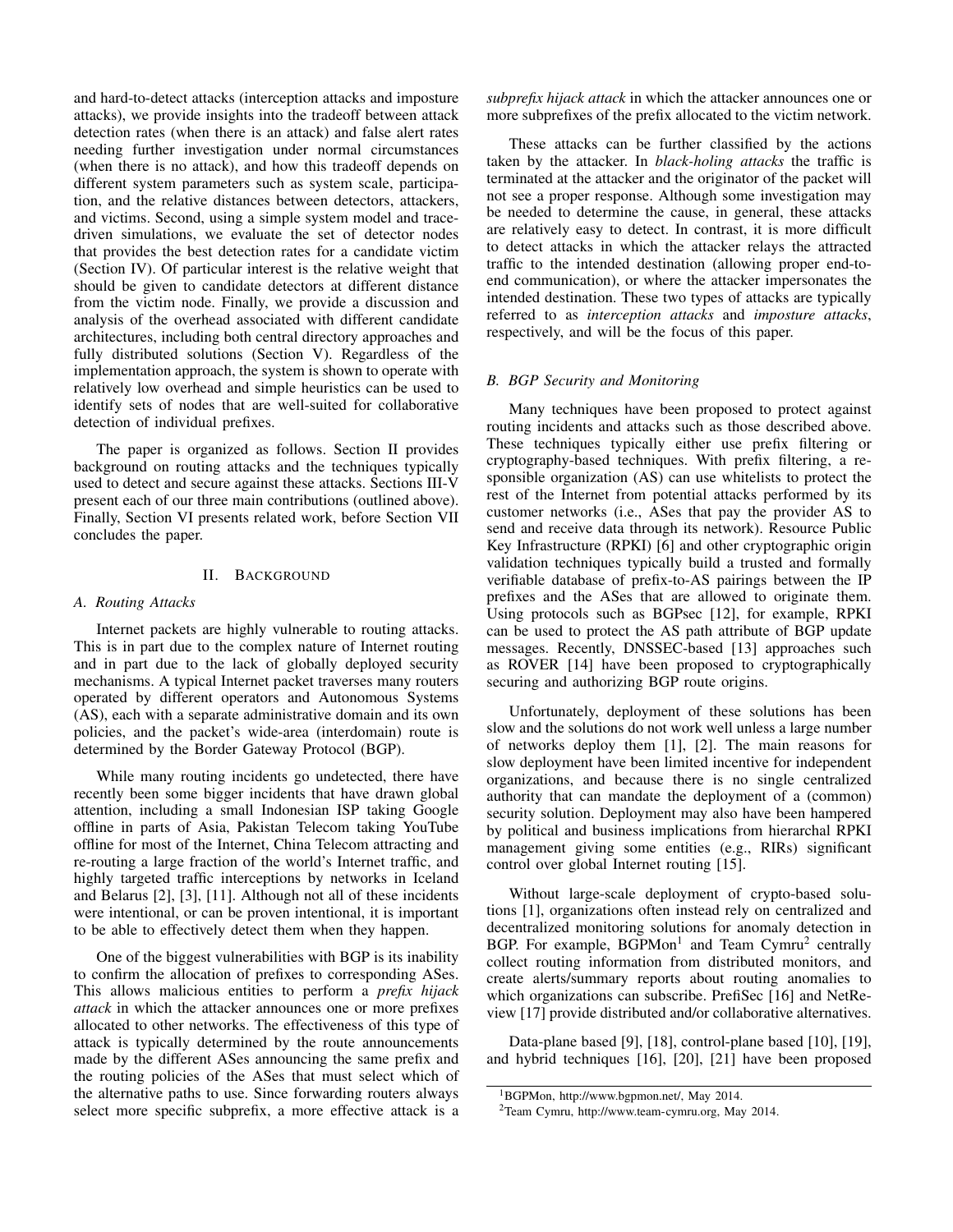and hard-to-detect attacks (interception attacks and imposture attacks), we provide insights into the tradeoff between attack detection rates (when there is an attack) and false alert rates needing further investigation under normal circumstances (when there is no attack), and how this tradeoff depends on different system parameters such as system scale, participation, and the relative distances between detectors, attackers, and victims. Second, using a simple system model and trace-driven simulations, we evaluate the set of detector nodes that provides the best detection rates for a candidate victim (Section IV). Of particular interest is the relative weight that should be given to candidate detectors at different distance from the victim node. Finally, we provide a discussion and analysis of the overhead associated with different candidate architectures, including both central directory approaches and fully distributed solutions (Section V). Regardless of the implementation approach, the system is shown to operate with relatively low overhead and simple heuristics can be used to identify sets of nodes that are well-suited for collaborative detection of individual prefixes.

The paper is organized as follows. Section II provides background on routing attacks and the techniques typically used to detect and secure against these attacks. Sections III-V present each of our three main contributions (outlined above). Finally, Section VI presents related work, before Section VII concludes the paper.

## II. Background

### A. Routing Attacks

Internet packets are highly vulnerable to routing attacks. This is in part due to the complex nature of Internet routing and in part due to the lack of globally deployed security mechanisms. A typical Internet packet traverses many routers operated by different operators and Autonomous Systems (AS), each with a separate administrative domain and its own policies, and the packet's wide-area (interdomain) route is determined by the Border Gateway Protocol (BGP).

While many routing incidents go undetected, there have recently been some bigger incidents that have drawn global attention, including a small Indonesian ISP taking Google offline in parts of Asia, Pakistan Telecom taking YouTube offline for most of the Internet, China Telecom attracting and re-routing a large fraction of the world's Internet traffic, and highly targeted traffic interceptions by networks in Iceland and Belarus [2], [3], [11]. Although not all of these incidents were intentional, or can be proven intentional, it is important to be able to effectively detect them when they happen.

One of the biggest vulnerabilities with BGP is its inability to confirm the allocation of prefixes to corresponding ASes. This allows malicious entities to perform a *prefix hijack attack* in which the attacker announces one or more prefixes allocated to other networks. The effectiveness of this type of attack is typically determined by the route announcements made by the different ASes announcing the same prefix and the routing policies of the ASes that must select which of the alternative paths to use. Since forwarding routers always select more specific subprefix, a more effective attack is a *subprefix hijack attack* in which the attacker announces one or more subprefixes of the prefix allocated to the victim network.

These attacks can be further classified by the actions taken by the attacker. In *black-holing attacks* the traffic is terminated at the attacker and the originator of the packet will not see a proper response. Although some investigation may be needed to determine the cause, in general, these attacks are relatively easy to detect. In contrast, it is more difficult to detect attacks in which the attacker relays the attracted traffic to the intended destination (allowing proper end-to-end communication), or where the attacker impersonates the intended destination. These two types of attacks are typically referred to as *interception attacks* and *imposture attacks*, respectively, and will be the focus of this paper.

### B. BGP Security and Monitoring

Many techniques have been proposed to protect against routing incidents and attacks such as those described above. These techniques typically either use prefix filtering or cryptography-based techniques. With prefix filtering, a responsible organization (AS) can use whitelists to protect the rest of the Internet from potential attacks performed by its customer networks (i.e., ASes that pay the provider AS to send and receive data through its network). Resource Public Key Infrastructure (RPKI) [6] and other cryptographic origin validation techniques typically build a trusted and formally verifiable database of prefix-to-AS pairings between the IP prefixes and the ASes that are allowed to originate them. Using protocols such as BGPsec [12], for example, RPKI can be used to protect the AS path attribute of BGP update messages. Recently, DNSSEC-based [13] approaches such as ROVER [14] have been proposed to cryptographically securing and authorizing BGP route origins.

Unfortunately, deployment of these solutions has been slow and the solutions do not work well unless a large number of networks deploy them [1], [2]. The main reasons for slow deployment have been limited incentive for independent organizations, and because there is no single centralized authority that can mandate the deployment of a (common) security solution. Deployment may also have been hampered by political and business implications from hierarchal RPKI management giving some entities (e.g., RIRs) significant control over global Internet routing [15].

Without large-scale deployment of crypto-based solutions [1], organizations often instead rely on centralized and decentralized monitoring solutions for anomaly detection in BGP. For example, BGPMon[1] and Team Cymru[2] centrally collect routing information from distributed monitors, and create alerts/summary reports about routing anomalies to which organizations can subscribe. PrefiSec [16] and NetReview [17] provide distributed and/or collaborative alternatives.

Data-plane based [9], [18], control-plane based [10], [19], and hybrid techniques [16], [20], [21] have been proposed

[1]BGPMon, http://www.bgpmon.net/, May 2014.

[2]Team Cymru, http://www.team-cymru.org, May 2014.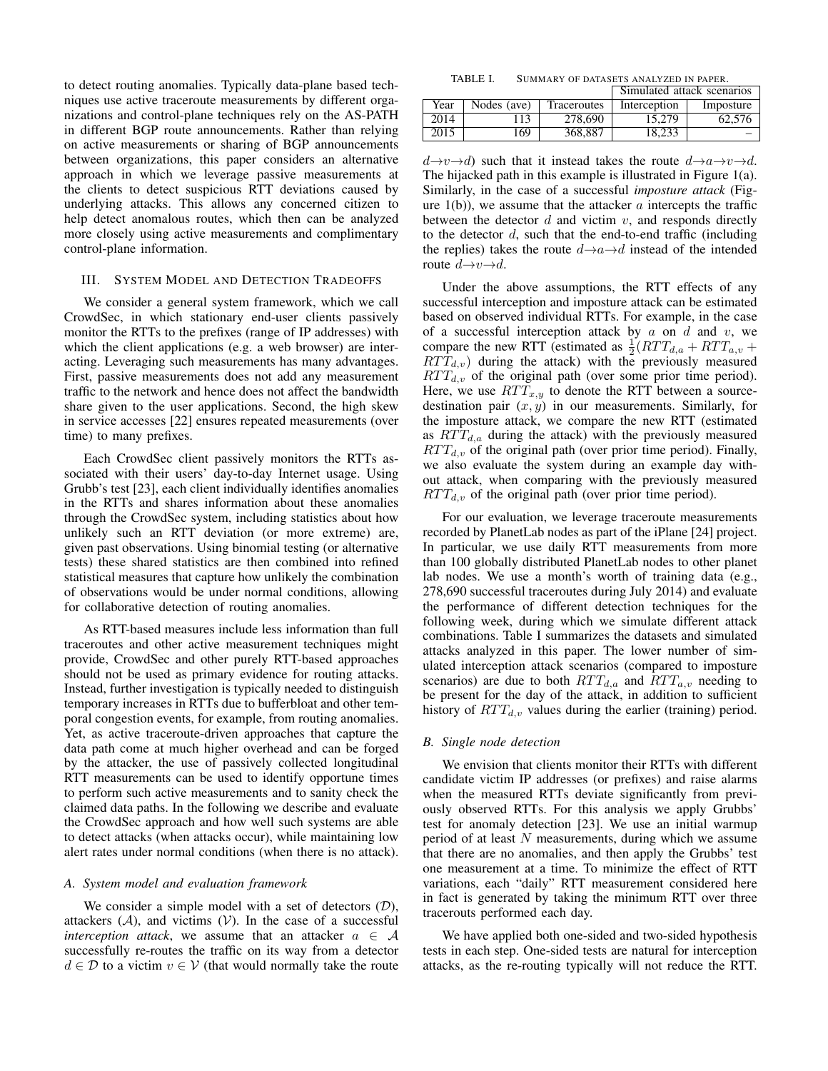to detect routing anomalies. Typically data-plane based techniques use active traceroute measurements by different organizations and control-plane techniques rely on the AS-PATH in different BGP route announcements. Rather than relying on active measurements or sharing of BGP announcements between organizations, this paper considers an alternative approach in which we leverage passive measurements at the clients to detect suspicious RTT deviations caused by underlying attacks. This allows any concerned citizen to help detect anomalous routes, which then can be analyzed more closely using active measurements and complimentary control-plane information.

## III. System Model and Detection Tradeoffs

We consider a general system framework, which we call CrowdSec, in which stationary end-user clients passively monitor the RTTs to the prefixes (range of IP addresses) with which the client applications (e.g. a web browser) are interacting. Leveraging such measurements has many advantages. First, passive measurements does not add any measurement traffic to the network and hence does not affect the bandwidth share given to the user applications. Second, the high skew in service accesses [22] ensures repeated measurements (over time) to many prefixes.

Each CrowdSec client passively monitors the RTTs associated with their users' day-to-day Internet usage. Using Grubb's test [23], each client individually identifies anomalies in the RTTs and shares information about these anomalies through the CrowdSec system, including statistics about how unlikely such an RTT deviation (or more extreme) are, given past observations. Using binomial testing (or alternative tests) these shared statistics are then combined into refined statistical measures that capture how unlikely the combination of observations would be under normal conditions, allowing for collaborative detection of routing anomalies.

As RTT-based measures include less information than full traceroutes and other active measurement techniques might provide, CrowdSec and other purely RTT-based approaches should not be used as primary evidence for routing attacks. Instead, further investigation is typically needed to distinguish temporary increases in RTTs due to bufferbloat and other temporal congestion events, for example, from routing anomalies. Yet, as active traceroute-driven approaches that capture the data path come at much higher overhead and can be forged by the attacker, the use of passively collected longitudinal RTT measurements can be used to identify opportune times to perform such active measurements and to sanity check the claimed data paths. In the following we describe and evaluate the CrowdSec approach and how well such systems are able to detect attacks (when attacks occur), while maintaining low alert rates under normal conditions (when there is no attack).

### A. System model and evaluation framework

We consider a simple model with a set of detectors ($\mathcal{D}$), attackers ($\mathcal{A}$), and victims ($\mathcal{V}$). In the case of a successful *interception attack*, we assume that an attacker $a \in \mathcal{A}$ successfully re-routes the traffic on its way from a detector $d \in \mathcal{D}$ to a victim $v \in \mathcal{V}$ (that would normally take the route $d \to v \to d$) such that it instead takes the route $d \to a \to v \to d$. The hijacked path in this example is illustrated in Figure 1(a). Similarly, in the case of a successful *imposture attack* (Figure 1(b)), we assume that the attacker $a$ intercepts the traffic between the detector $d$ and victim $v$, and responds directly to the detector $d$, such that the end-to-end traffic (including the replies) takes the route $d \to a \to d$ instead of the intended route $d \to v \to d$.

TABLE I. Summary of datasets analyzed in paper.

| | | | Simulated attack scenarios | |
|---|---|---|---|---|
| Year | Nodes (ave) | Traceroutes | Interception | Imposture |
| 2014 | 113 | 278,690 | 15,279 | 62,576 |
| 2015 | 169 | 368,887 | 18,233 | – |

Under the above assumptions, the RTT effects of any successful interception and imposture attack can be estimated based on observed individual RTTs. For example, in the case of a successful interception attack by $a$ on $d$ and $v$, we compare the new RTT (estimated as $\frac{1}{2}(RTT_{d,a} + RTT_{a,v} + RTT_{d,v})$ during the attack) with the previously measured $RTT_{d,v}$ of the original path (over some prior time period). Here, we use $RTT_{x,y}$ to denote the RTT between a source-destination pair $(x, y)$ in our measurements. Similarly, for the imposture attack, we compare the new RTT (estimated as $RTT_{d,a}$ during the attack) with the previously measured $RTT_{d,v}$ of the original path (over prior time period). Finally, we also evaluate the system during an example day without attack, when comparing with the previously measured $RTT_{d,v}$ of the original path (over prior time period).

For our evaluation, we leverage traceroute measurements recorded by PlanetLab nodes as part of the iPlane [24] project. In particular, we use daily RTT measurements from more than 100 globally distributed PlanetLab nodes to other planet lab nodes. We use a month's worth of training data (e.g., 278,690 successful traceroutes during July 2014) and evaluate the performance of different detection techniques for the following week, during which we simulate different attack combinations. Table I summarizes the datasets and simulated attacks analyzed in this paper. The lower number of simulated interception attack scenarios (compared to imposture scenarios) are due to both $RTT_{d,a}$ and $RTT_{a,v}$ needing to be present for the day of the attack, in addition to sufficient history of $RTT_{d,v}$ values during the earlier (training) period.

### B. Single node detection

We envision that clients monitor their RTTs with different candidate victim IP addresses (or prefixes) and raise alarms when the measured RTTs deviate significantly from previously observed RTTs. For this analysis we apply Grubbs' test for anomaly detection [23]. We use an initial warmup period of at least $N$ measurements, during which we assume that there are no anomalies, and then apply the Grubbs' test one measurement at a time. To minimize the effect of RTT variations, each "daily" RTT measurement considered here in fact is generated by taking the minimum RTT over three tracerouts performed each day.

We have applied both one-sided and two-sided hypothesis tests in each step. One-sided tests are natural for interception attacks, as the re-routing typically will not reduce the RTT.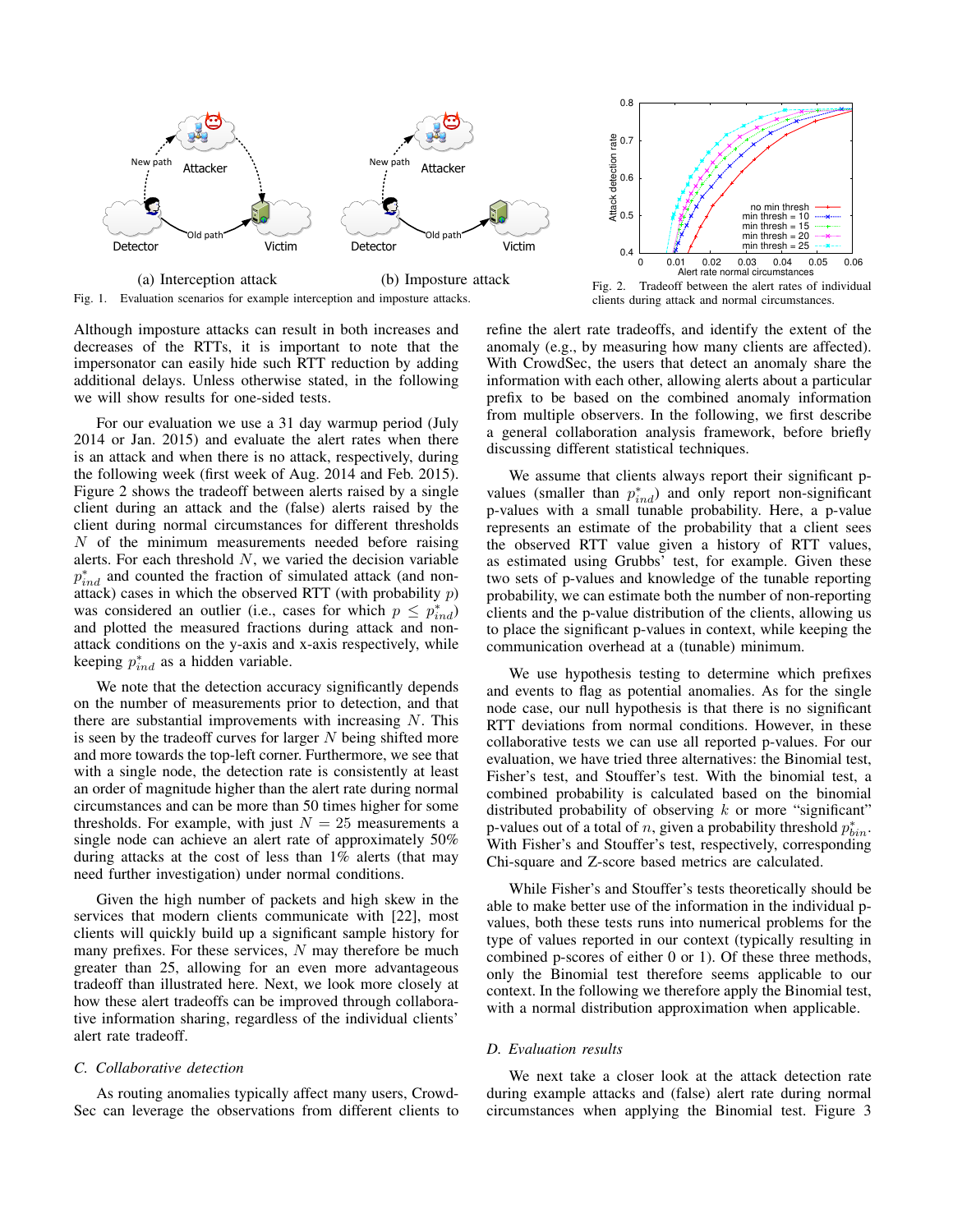New path

Attacker

Old path

Detector

Victim

(a) Interception attack

New path

Attacker

Old path

Detector

Victim

(b) Imposture attack

Fig. 1. Evaluation scenarios for example interception and imposture attacks.

0.8

0.7

0.6

0.5

0.4

Attack detection rate

0 0.01 0.02 0.03 0.04 0.05 0.06

Alert rate normal circumstances

no min thresh

min thresh = 10

min thresh = 15

min thresh = 20

min thresh = 25

Fig. 2. Tradeoff between the alert rates of individual clients during attack and normal circumstances.

Although imposture attacks can result in both increases and decreases of the RTTs, it is important to note that the impersonator can easily hide such RTT reduction by adding additional delays. Unless otherwise stated, in the following we will show results for one-sided tests.

For our evaluation we use a 31 day warmup period (July 2014 or Jan. 2015) and evaluate the alert rates when there is an attack and when there is no attack, respectively, during the following week (first week of Aug. 2014 and Feb. 2015). Figure 2 shows the tradeoff between alerts raised by a single client during an attack and the (false) alerts raised by the client during normal circumstances for different thresholds $N$ of the minimum measurements needed before raising alerts. For each threshold $N$, we varied the decision variable $p^*_{ind}$ and counted the fraction of simulated attack (and non-attack) cases in which the observed RTT (with probability $p$) was considered an outlier (i.e., cases for which $p \leq p^*_{ind}$) and plotted the measured fractions during attack and non-attack conditions on the y-axis and x-axis respectively, while keeping $p^*_{ind}$ as a hidden variable.

We note that the detection accuracy significantly depends on the number of measurements prior to detection, and that there are substantial improvements with increasing $N$. This is seen by the tradeoff curves for larger $N$ being shifted more and more towards the top-left corner. Furthermore, we see that with a single node, the detection rate is consistently at least an order of magnitude higher than the alert rate during normal circumstances and can be more than 50 times higher for some thresholds. For example, with just $N = 25$ measurements a single node can achieve an alert rate of approximately 50% during attacks at the cost of less than 1% alerts (that may need further investigation) under normal conditions.

Given the high number of packets and high skew in the services that modern clients communicate with [22], most clients will quickly build up a significant sample history for many prefixes. For these services, $N$ may therefore be much greater than 25, allowing for an even more advantageous tradeoff than illustrated here. Next, we look more closely at how these alert tradeoffs can be improved through collaborative information sharing, regardless of the individual clients' alert rate tradeoff.

### C. Collaborative detection

As routing anomalies typically affect many users, CrowdSec can leverage the observations from different clients to refine the alert rate tradeoffs, and identify the extent of the anomaly (e.g., by measuring how many clients are affected). With CrowdSec, the users that detect an anomaly share the information with each other, allowing alerts about a particular prefix to be based on the combined anomaly information from multiple observers. In the following, we first describe a general collaboration analysis framework, before briefly discussing different statistical techniques.

We assume that clients always report their significant p-values (smaller than $p^*_{ind}$) and only report non-significant p-values with a small tunable probability. Here, a p-value represents an estimate of the probability that a client sees the observed RTT value given a history of RTT values, as estimated using Grubbs' test, for example. Given these two sets of p-values and knowledge of the tunable reporting probability, we can estimate both the number of non-reporting clients and the p-value distribution of the clients, allowing us to place the significant p-values in context, while keeping the communication overhead at a (tunable) minimum.

We use hypothesis testing to determine which prefixes and events to flag as potential anomalies. As for the single node case, our null hypothesis is that there is no significant RTT deviations from normal conditions. However, in these collaborative tests we can use all reported p-values. For our evaluation, we have tried three alternatives: the Binomial test, Fisher's test, and Stouffer's test. With the binomial test, a combined probability is calculated based on the binomial distributed probability of observing $k$ or more "significant" p-values out of a total of $n$, given a probability threshold $p^*_{bin}$. With Fisher's and Stouffer's test, respectively, corresponding Chi-square and Z-score based metrics are calculated.

While Fisher's and Stouffer's tests theoretically should be able to make better use of the information in the individual p-values, both these tests runs into numerical problems for the type of values reported in our context (typically resulting in combined p-scores of either 0 or 1). Of these three methods, only the Binomial test therefore seems applicable to our context. In the following we therefore apply the Binomial test, with a normal distribution approximation when applicable.

### D. Evaluation results

We next take a closer look at the attack detection rate during example attacks and (false) alert rate during normal circumstances when applying the Binomial test. Figure 3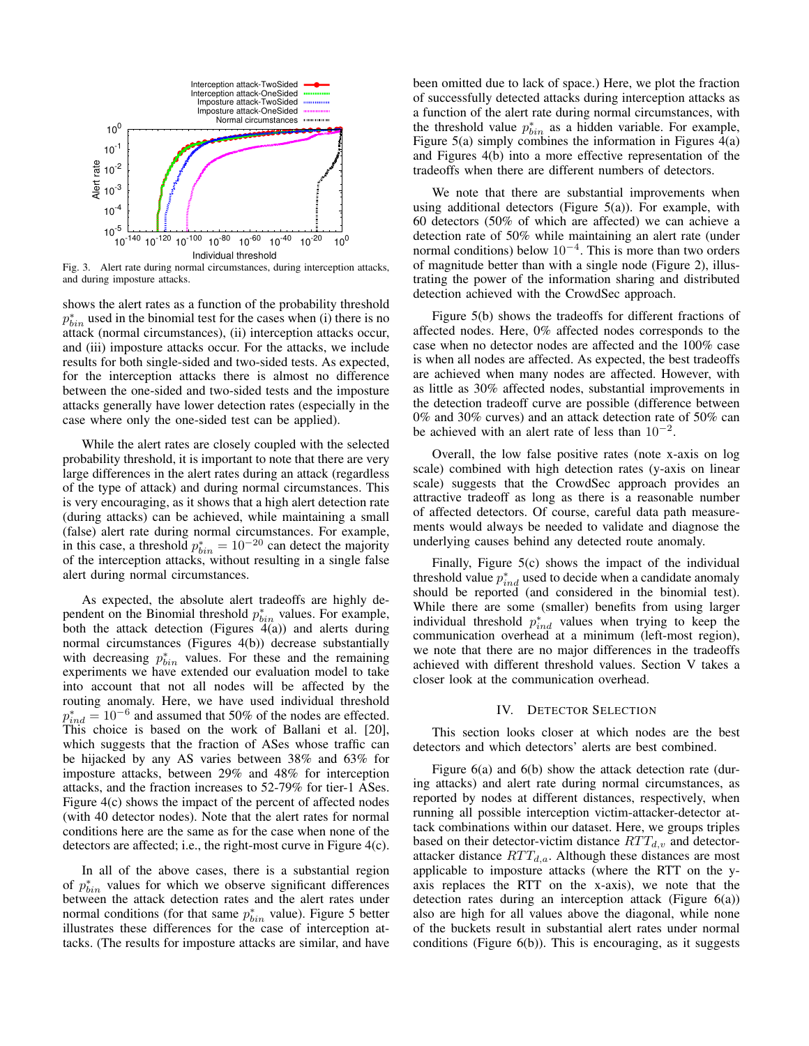Fig. 3. Alert rate during normal circumstances, during interception attacks, and during imposture attacks.

shows the alert rates as a function of the probability threshold $p^*_{bin}$ used in the binomial test for the cases when (i) there is no attack (normal circumstances), (ii) interception attacks occur, and (iii) imposture attacks occur. For the attacks, we include results for both single-sided and two-sided tests. As expected, for the interception attacks there is almost no difference between the one-sided and two-sided tests and the imposture attacks generally have lower detection rates (especially in the case where only the one-sided test can be applied).

While the alert rates are closely coupled with the selected probability threshold, it is important to note that there are very large differences in the alert rates during an attack (regardless of the type of attack) and during normal circumstances. This is very encouraging, as it shows that a high alert detection rate (during attacks) can be achieved, while maintaining a small (false) alert rate during normal circumstances. For example, in this case, a threshold $p^*_{bin} = 10^{-20}$ can detect the majority of the interception attacks, without resulting in a single false alert during normal circumstances.

As expected, the absolute alert tradeoffs are highly dependent on the Binomial threshold $p^*_{bin}$ values. For example, both the attack detection (Figures 4(a)) and alerts during normal circumstances (Figures 4(b)) decrease substantially with decreasing $p^*_{bin}$ values. For these and the remaining experiments we have extended our evaluation model to take into account that not all nodes will be affected by the routing anomaly. Here, we have used individual threshold $p^*_{ind} = 10^{-6}$ and assumed that 50% of the nodes are effected. This choice is based on the work of Ballani et al. [20], which suggests that the fraction of ASes whose traffic can be hijacked by any AS varies between 38% and 63% for imposture attacks, between 29% and 48% for interception attacks, and the fraction increases to 52-79% for tier-1 ASes. Figure 4(c) shows the impact of the percent of affected nodes (with 40 detector nodes). Note that the alert rates for normal conditions here are the same as for the case when none of the detectors are affected; i.e., the right-most curve in Figure 4(c).

In all of the above cases, there is a substantial region of $p^*_{bin}$ values for which we observe significant differences between the attack detection rates and the alert rates under normal conditions (for that same $p^*_{bin}$ value). Figure 5 better illustrates these differences for the case of interception attacks. (The results for imposture attacks are similar, and have been omitted due to lack of space.) Here, we plot the fraction of successfully detected attacks during interception attacks as a function of the alert rate during normal circumstances, with the threshold value $p^*_{bin}$ as a hidden variable. For example, Figure 5(a) simply combines the information in Figures 4(a) and Figures 4(b) into a more effective representation of the tradeoffs when there are different numbers of detectors.

We note that there are substantial improvements when using additional detectors (Figure 5(a)). For example, with 60 detectors (50% of which are affected) we can achieve a detection rate of 50% while maintaining an alert rate (under normal conditions) below $10^{-4}$. This is more than two orders of magnitude better than with a single node (Figure 2), illustrating the power of the information sharing and distributed detection achieved with the CrowdSec approach.

Figure 5(b) shows the tradeoffs for different fractions of affected nodes. Here, 0% affected nodes corresponds to the case when no detector nodes are affected and the 100% case is when all nodes are affected. As expected, the best tradeoffs are achieved when many nodes are affected. However, with as little as 30% affected nodes, substantial improvements in the detection tradeoff curve are possible (difference between 0% and 30% curves) and an attack detection rate of 50% can be achieved with an alert rate of less than $10^{-2}$.

Overall, the low false positive rates (note x-axis on log scale) combined with high detection rates (y-axis on linear scale) suggests that the CrowdSec approach provides an attractive tradeoff as long as there is a reasonable number of affected detectors. Of course, careful data path measurements would always be needed to validate and diagnose the underlying causes behind any detected route anomaly.

Finally, Figure 5(c) shows the impact of the individual threshold value $p^*_{ind}$ used to decide when a candidate anomaly should be reported (and considered in the binomial test). While there are some (smaller) benefits from using larger individual threshold $p^*_{ind}$ values when trying to keep the communication overhead at a minimum (left-most region), we note that there are no major differences in the tradeoffs achieved with different threshold values. Section V takes a closer look at the communication overhead.

## IV. Detector Selection

This section looks closer at which nodes are the best detectors and which detectors' alerts are best combined.

Figure 6(a) and 6(b) show the attack detection rate (during attacks) and alert rate during normal circumstances, as reported by nodes at different distances, respectively, when running all possible interception victim-attacker-detector attack combinations within our dataset. Here, we groups triples based on their detector-victim distance $RTT_{d,v}$ and detector-attacker distance $RTT_{d,a}$. Although these distances are most applicable to imposture attacks (where the RTT on the y-axis replaces the RTT on the x-axis), we note that the detection rates during an interception attack (Figure 6(a)) also are high for all values above the diagonal, while none of the buckets result in substantial alert rates under normal conditions (Figure 6(b)). This is encouraging, as it suggests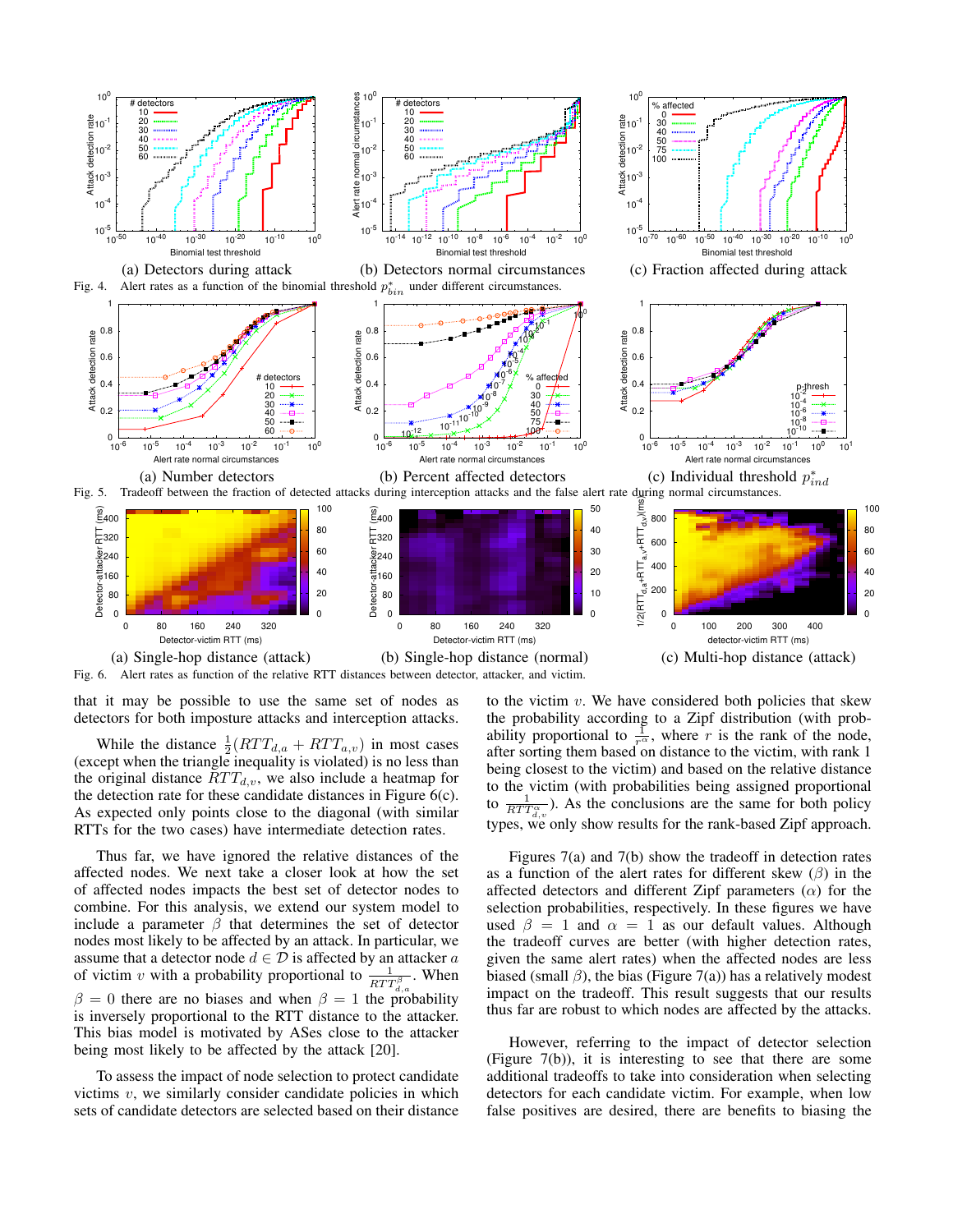(a) Detectors during attack (b) Detectors normal circumstances (c) Fraction affected during attack

Fig. 4. Alert rates as a function of the binomial threshold $p^*_{bin}$ under different circumstances.

(a) Number detectors (b) Percent affected detectors (c) Individual threshold $p^*_{ind}$

Fig. 5. Tradeoff between the fraction of detected attacks during interception attacks and the false alert rate during normal circumstances.

(a) Single-hop distance (attack) (b) Single-hop distance (normal) (c) Multi-hop distance (attack)

Fig. 6. Alert rates as function of the relative RTT distances between detector, attacker, and victim.

that it may be possible to use the same set of nodes as detectors for both imposture attacks and interception attacks.

While the distance $\frac{1}{2}(RTT_{d,a} + RTT_{a,v})$ in most cases (except when the triangle inequality is violated) is no less than the original distance $RTT_{d,v}$, we also include a heatmap for the detection rate for these candidate distances in Figure 6(c). As expected only points close to the diagonal (with similar RTTs for the two cases) have intermediate detection rates.

Thus far, we have ignored the relative distances of the affected nodes. We next take a closer look at how the set of affected nodes impacts the best set of detector nodes to combine. For this analysis, we extend our system model to include a parameter $\beta$ that determines the set of detector nodes most likely to be affected by an attack. In particular, we assume that a detector node $d \in \mathcal{D}$ is affected by an attacker $a$ of victim $v$ with a probability proportional to $\frac{1}{RTT^{\beta}_{d,a}}$. When $\beta = 0$ there are no biases and when $\beta = 1$ the probability is inversely proportional to the RTT distance to the attacker. This bias model is motivated by ASes close to the attacker being most likely to be affected by the attack [20].

To assess the impact of node selection to protect candidate victims $v$, we similarly consider candidate policies in which sets of candidate detectors are selected based on their distance to the victim $v$. We have considered both policies that skew the probability according to a Zipf distribution (with probability proportional to $\frac{1}{r^{\alpha}}$, where $r$ is the rank of the node, after sorting them based on distance to the victim, with rank 1 being closest to the victim) and based on the relative distance to the victim (with probabilities being assigned proportional to $\frac{1}{RTT^{\alpha}_{d,v}}$). As the conclusions are the same for both policy types, we only show results for the rank-based Zipf approach.

Figures 7(a) and 7(b) show the tradeoff in detection rates as a function of the alert rates for different skew ($\beta$) in the affected detectors and different Zipf parameters ($\alpha$) for the selection probabilities, respectively. In these figures we have used $\beta = 1$ and $\alpha = 1$ as our default values. Although the tradeoff curves are better (with higher detection rates, given the same alert rates) when the affected nodes are less biased (small $\beta$), the bias (Figure 7(a)) has a relatively modest impact on the tradeoff. This result suggests that our results thus far are robust to which nodes are affected by the attacks.

However, referring to the impact of detector selection (Figure 7(b)), it is interesting to see that there are some additional tradeoffs to take into consideration when selecting detectors for each candidate victim. For example, when low false positives are desired, there are benefits to biasing the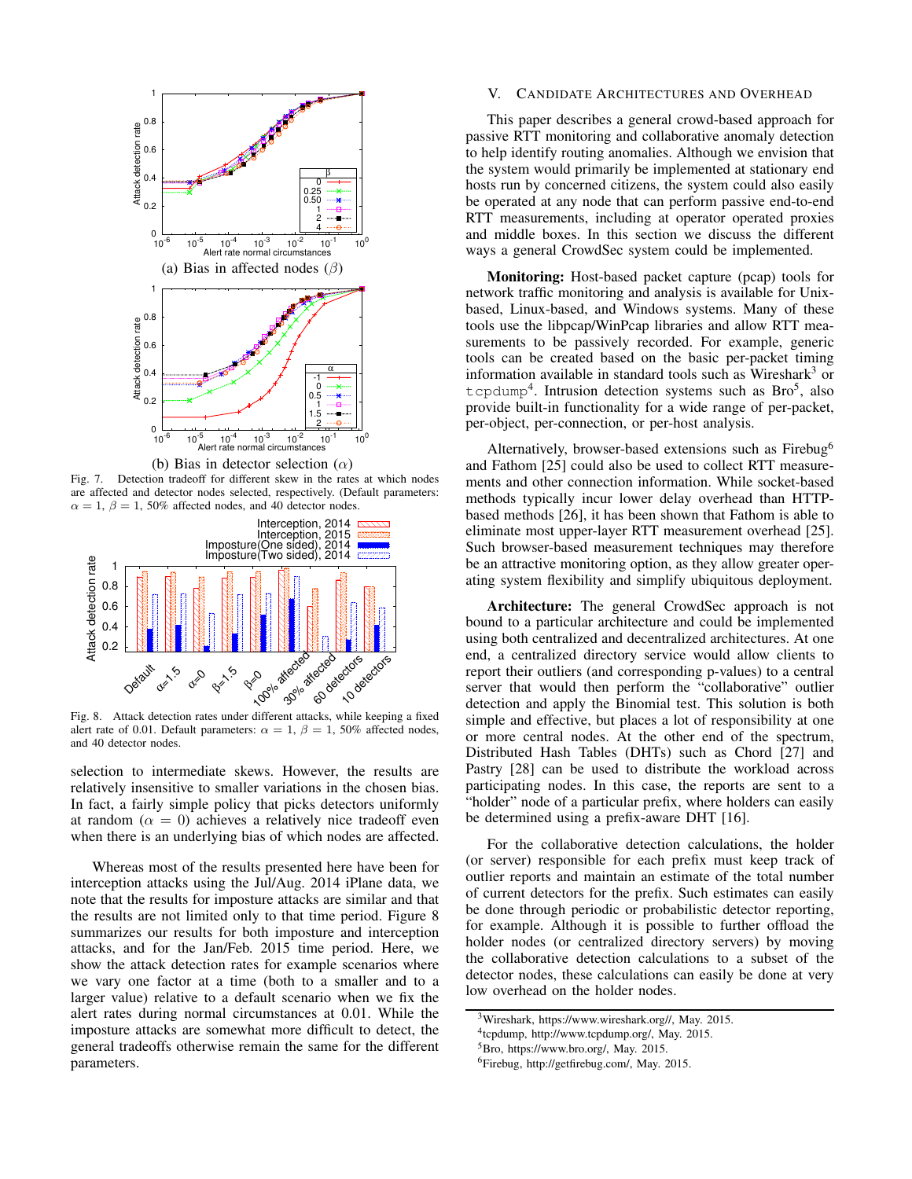(a) Bias in affected nodes ($\beta$)

(b) Bias in detector selection ($\alpha$)

Fig. 7. Detection tradeoff for different skew in the rates at which nodes are affected and detector nodes selected, respectively. (Default parameters: $\alpha = 1$, $\beta = 1$, 50% affected nodes, and 40 detector nodes.

Fig. 8. Attack detection rates under different attacks, while keeping a fixed alert rate of 0.01. Default parameters: $\alpha = 1$, $\beta = 1$, 50% affected nodes, and 40 detector nodes.

selection to intermediate skews. However, the results are relatively insensitive to smaller variations in the chosen bias. In fact, a fairly simple policy that picks detectors uniformly at random ($\alpha = 0$) achieves a relatively nice tradeoff even when there is an underlying bias of which nodes are affected.

Whereas most of the results presented here have been for interception attacks using the Jul/Aug. 2014 iPlane data, we note that the results for imposture attacks are similar and that the results are not limited only to that time period. Figure 8 summarizes our results for both imposture and interception attacks, and for the Jan/Feb. 2015 time period. Here, we show the attack detection rates for example scenarios where we vary one factor at a time (both to a smaller and to a larger value) relative to a default scenario when we fix the alert rates during normal circumstances at 0.01. While the imposture attacks are somewhat more difficult to detect, the general tradeoffs otherwise remain the same for the different parameters.

## V. Candidate Architectures and Overhead

This paper describes a general crowd-based approach for passive RTT monitoring and collaborative anomaly detection to help identify routing anomalies. Although we envision that the system would primarily be implemented at stationary end hosts run by concerned citizens, the system could also easily be operated at any node that can perform passive end-to-end RTT measurements, including at operator operated proxies and middle boxes. In this section we discuss the different ways a general CrowdSec system could be implemented.

**Monitoring:** Host-based packet capture (pcap) tools for network traffic monitoring and analysis is available for Unix-based, Linux-based, and Windows systems. Many of these tools use the libpcap/WinPcap libraries and allow RTT measurements to be passively recorded. For example, generic tools can be created based on the basic per-packet timing information available in standard tools such as Wireshark[3] or `tcpdump`[4]. Intrusion detection systems such as Bro[5], also provide built-in functionality for a wide range of per-packet, per-object, per-connection, or per-host analysis.

Alternatively, browser-based extensions such as Firebug[6] and Fathom [25] could also be used to collect RTT measurements and other connection information. While socket-based methods typically incur lower delay overhead than HTTP-based methods [26], it has been shown that Fathom is able to eliminate most upper-layer RTT measurement overhead [25]. Such browser-based measurement techniques may therefore be an attractive monitoring option, as they allow greater operating system flexibility and simplify ubiquitous deployment.

**Architecture:** The general CrowdSec approach is not bound to a particular architecture and could be implemented using both centralized and decentralized architectures. At one end, a centralized directory service would allow clients to report their outliers (and corresponding p-values) to a central server that would then perform the "collaborative" outlier detection and apply the Binomial test. This solution is both simple and effective, but places a lot of responsibility at one or more central nodes. At the other end of the spectrum, Distributed Hash Tables (DHTs) such as Chord [27] and Pastry [28] can be used to distribute the workload across participating nodes. In this case, the reports are sent to a "holder" node of a particular prefix, where holders can easily be determined using a prefix-aware DHT [16].

For the collaborative detection calculations, the holder (or server) responsible for each prefix must keep track of outlier reports and maintain an estimate of the total number of current detectors for the prefix. Such estimates can easily be done through periodic or probabilistic detector reporting, for example. Although it is possible to further offload the holder nodes (or centralized directory servers) by moving the collaborative detection calculations to a subset of the detector nodes, these calculations can easily be done at very low overhead on the holder nodes.

[3]Wireshark, https://www.wireshark.org//, May. 2015.

[4]tcpdump, http://www.tcpdump.org/, May. 2015.

[5]Bro, https://www.bro.org/, May. 2015.

[6]Firebug, http://getfirebug.com/, May. 2015.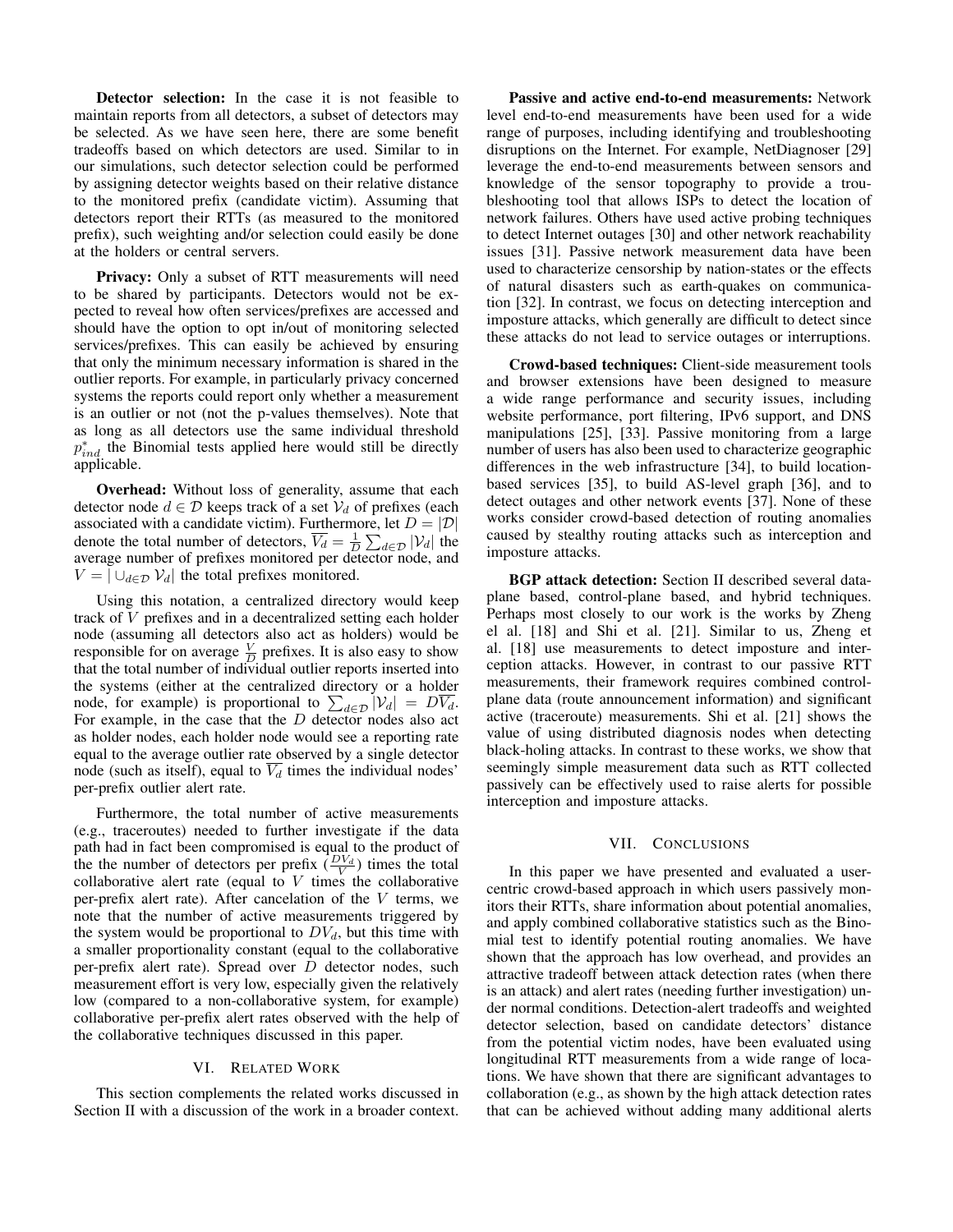**Detector selection:** In the case it is not feasible to maintain reports from all detectors, a subset of detectors may be selected. As we have seen here, there are some benefit tradeoffs based on which detectors are used. Similar to in our simulations, such detector selection could be performed by assigning detector weights based on their relative distance to the monitored prefix (candidate victim). Assuming that detectors report their RTTs (as measured to the monitored prefix), such weighting and/or selection could easily be done at the holders or central servers.

**Privacy:** Only a subset of RTT measurements will need to be shared by participants. Detectors would not be expected to reveal how often services/prefixes are accessed and should have the option to opt in/out of monitoring selected services/prefixes. This can easily be achieved by ensuring that only the minimum necessary information is shared in the outlier reports. For example, in particularly privacy concerned systems the reports could report only whether a measurement is an outlier or not (not the p-values themselves). Note that as long as all detectors use the same individual threshold $p^*_{ind}$ the Binomial tests applied here would still be directly applicable.

**Overhead:** Without loss of generality, assume that each detector node $d \in \mathcal{D}$ keeps track of a set $\mathcal{V}_d$ of prefixes (each associated with a candidate victim). Furthermore, let $D = |\mathcal{D}|$ denote the total number of detectors, $\overline{V_d} = \frac{1}{D}\sum_{d\in\mathcal{D}}|\mathcal{V}_d|$ the average number of prefixes monitored per detector node, and $V = |\cup_{d\in\mathcal{D}} \mathcal{V}_d|$ the total prefixes monitored.

Using this notation, a centralized directory would keep track of $V$ prefixes and in a decentralized setting each holder node (assuming all detectors also act as holders) would be responsible for on average $\frac{V}{D}$ prefixes. It is also easy to show that the total number of individual outlier reports inserted into the systems (either at the centralized directory or a holder node, for example) is proportional to $\sum_{d\in\mathcal{D}}|\mathcal{V}_d| = D\overline{V_d}$. For example, in the case that the $D$ detector nodes also act as holder nodes, each holder node would see a reporting rate equal to the average outlier rate observed by a single detector node (such as itself), equal to $\overline{V_d}$ times the individual nodes' per-prefix outlier alert rate.

Furthermore, the total number of active measurements (e.g., traceroutes) needed to further investigate if the data path had in fact been compromised is equal to the product of the the number of detectors per prefix ($\frac{DV_d}{V}$) times the total collaborative alert rate (equal to $V$ times the collaborative per-prefix alert rate). After cancelation of the $V$ terms, we note that the number of active measurements triggered by the system would be proportional to $DV_d$, but this time with a smaller proportionality constant (equal to the collaborative per-prefix alert rate). Spread over $D$ detector nodes, such measurement effort is very low, especially given the relatively low (compared to a non-collaborative system, for example) collaborative per-prefix alert rates observed with the help of the collaborative techniques discussed in this paper.

## VI. Related Work

This section complements the related works discussed in Section II with a discussion of the work in a broader context.

**Passive and active end-to-end measurements:** Network level end-to-end measurements have been used for a wide range of purposes, including identifying and troubleshooting disruptions on the Internet. For example, NetDiagnoser [29] leverage the end-to-end measurements between sensors and knowledge of the sensor topography to provide a troubleshooting tool that allows ISPs to detect the location of network failures. Others have used active probing techniques to detect Internet outages [30] and other network reachability issues [31]. Passive network measurement data have been used to characterize censorship by nation-states or the effects of natural disasters such as earth-quakes on communication [32]. In contrast, we focus on detecting interception and imposture attacks, which generally are difficult to detect since these attacks do not lead to service outages or interruptions.

**Crowd-based techniques:** Client-side measurement tools and browser extensions have been designed to measure a wide range performance and security issues, including website performance, port filtering, IPv6 support, and DNS manipulations [25], [33]. Passive monitoring from a large number of users has also been used to characterize geographic differences in the web infrastructure [34], to build location-based services [35], to build AS-level graph [36], and to detect outages and other network events [37]. None of these works consider crowd-based detection of routing anomalies caused by stealthy routing attacks such as interception and imposture attacks.

**BGP attack detection:** Section II described several data-plane based, control-plane based, and hybrid techniques. Perhaps most closely to our work is the works by Zheng el al. [18] and Shi et al. [21]. Similar to us, Zheng et al. [18] use measurements to detect imposture and interception attacks. However, in contrast to our passive RTT measurements, their framework requires combined control-plane data (route announcement information) and significant active (traceroute) measurements. Shi et al. [21] shows the value of using distributed diagnosis nodes when detecting black-holing attacks. In contrast to these works, we show that seemingly simple measurement data such as RTT collected passively can be effectively used to raise alerts for possible interception and imposture attacks.

## VII. Conclusions

In this paper we have presented and evaluated a user-centric crowd-based approach in which users passively monitors their RTTs, share information about potential anomalies, and apply combined collaborative statistics such as the Binomial test to identify potential routing anomalies. We have shown that the approach has low overhead, and provides an attractive tradeoff between attack detection rates (when there is an attack) and alert rates (needing further investigation) under normal conditions. Detection-alert tradeoffs and weighted detector selection, based on candidate detectors' distance from the potential victim nodes, have been evaluated using longitudinal RTT measurements from a wide range of locations. We have shown that there are significant advantages to collaboration (e.g., as shown by the high attack detection rates that can be achieved without adding many additional alerts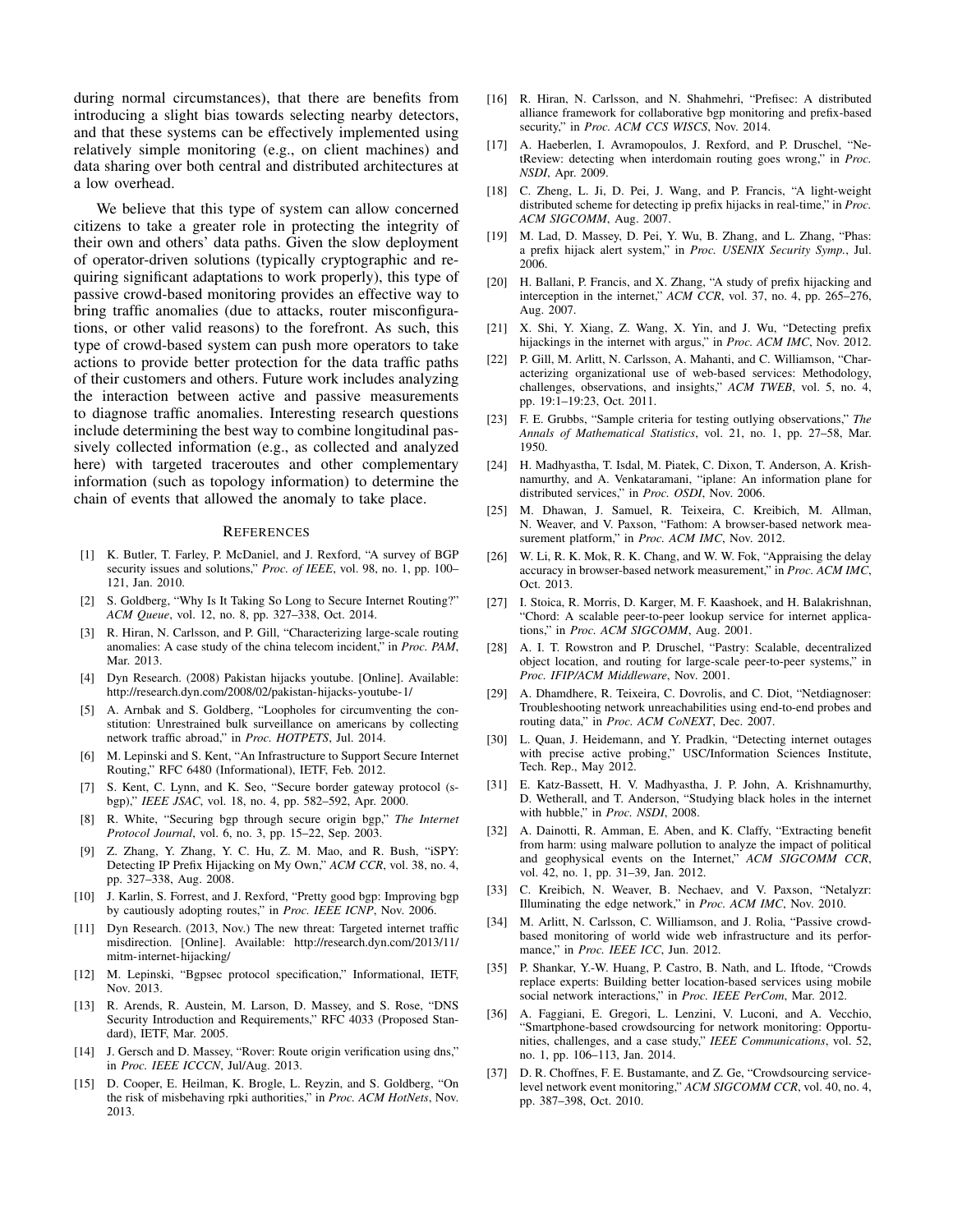during normal circumstances), that there are benefits from introducing a slight bias towards selecting nearby detectors, and that these systems can be effectively implemented using relatively simple monitoring (e.g., on client machines) and data sharing over both central and distributed architectures at a low overhead.

We believe that this type of system can allow concerned citizens to take a greater role in protecting the integrity of their own and others' data paths. Given the slow deployment of operator-driven solutions (typically cryptographic and requiring significant adaptations to work properly), this type of passive crowd-based monitoring provides an effective way to bring traffic anomalies (due to attacks, router misconfigurations, or other valid reasons) to the forefront. As such, this type of crowd-based system can push more operators to take actions to provide better protection for the data traffic paths of their customers and others. Future work includes analyzing the interaction between active and passive measurements to diagnose traffic anomalies. Interesting research questions include determining the best way to combine longitudinal passively collected information (e.g., as collected and analyzed here) with targeted traceroutes and other complementary information (such as topology information) to determine the chain of events that allowed the anomaly to take place.

## References

[1] K. Butler, T. Farley, P. McDaniel, and J. Rexford, "A survey of BGP security issues and solutions," *Proc. of IEEE*, vol. 98, no. 1, pp. 100–121, Jan. 2010.

[2] S. Goldberg, "Why Is It Taking So Long to Secure Internet Routing?" *ACM Queue*, vol. 12, no. 8, pp. 327–338, Oct. 2014.

[3] R. Hiran, N. Carlsson, and P. Gill, "Characterizing large-scale routing anomalies: A case study of the china telecom incident," in *Proc. PAM*, Mar. 2013.

[4] Dyn Research. (2008) Pakistan hijacks youtube. [Online]. Available: http://research.dyn.com/2008/02/pakistan-hijacks-youtube-1/

[5] A. Arnbak and S. Goldberg, "Loopholes for circumventing the constitution: Unrestrained bulk surveillance on americans by collecting network traffic abroad," in *Proc. HOTPETS*, Jul. 2014.

[6] M. Lepinski and S. Kent, "An Infrastructure to Support Secure Internet Routing," RFC 6480 (Informational), IETF, Feb. 2012.

[7] S. Kent, C. Lynn, and K. Seo, "Secure border gateway protocol (s-bgp)," *IEEE JSAC*, vol. 18, no. 4, pp. 582–592, Apr. 2000.

[8] R. White, "Securing bgp through secure origin bgp," *The Internet Protocol Journal*, vol. 6, no. 3, pp. 15–22, Sep. 2003.

[9] Z. Zhang, Y. Zhang, Y. C. Hu, Z. M. Mao, and R. Bush, "iSPY: Detecting IP Prefix Hijacking on My Own," *ACM CCR*, vol. 38, no. 4, pp. 327–338, Aug. 2008.

[10] J. Karlin, S. Forrest, and J. Rexford, "Pretty good bgp: Improving bgp by cautiously adopting routes," in *Proc. IEEE ICNP*, Nov. 2006.

[11] Dyn Research. (2013, Nov.) The new threat: Targeted internet traffic misdirection. [Online]. Available: http://research.dyn.com/2013/11/mitm-internet-hijacking/

[12] M. Lepinski, "Bgpsec protocol specification," Informational, IETF, Nov. 2013.

[13] R. Arends, R. Austein, M. Larson, D. Massey, and S. Rose, "DNS Security Introduction and Requirements," RFC 4033 (Proposed Standard), IETF, Mar. 2005.

[14] J. Gersch and D. Massey, "Rover: Route origin verification using dns," in *Proc. IEEE ICCCN*, Jul/Aug. 2013.

[15] D. Cooper, E. Heilman, K. Brogle, L. Reyzin, and S. Goldberg, "On the risk of misbehaving rpki authorities," in *Proc. ACM HotNets*, Nov. 2013.

[16] R. Hiran, N. Carlsson, and N. Shahmehri, "Prefisec: A distributed alliance framework for collaborative bgp monitoring and prefix-based security," in *Proc. ACM CCS WISCS*, Nov. 2014.

[17] A. Haeberlen, I. Avramopoulos, J. Rexford, and P. Druschel, "NetReview: detecting when interdomain routing goes wrong," in *Proc. NSDI*, Apr. 2009.

[18] C. Zheng, L. Ji, D. Pei, J. Wang, and P. Francis, "A light-weight distributed scheme for detecting ip prefix hijacks in real-time," in *Proc. ACM SIGCOMM*, Aug. 2007.

[19] M. Lad, D. Massey, D. Pei, Y. Wu, B. Zhang, and L. Zhang, "Phas: a prefix hijack alert system," in *Proc. USENIX Security Symp.*, Jul. 2006.

[20] H. Ballani, P. Francis, and X. Zhang, "A study of prefix hijacking and interception in the internet," *ACM CCR*, vol. 37, no. 4, pp. 265–276, Aug. 2007.

[21] X. Shi, Y. Xiang, Z. Wang, X. Yin, and J. Wu, "Detecting prefix hijackings in the internet with argus," in *Proc. ACM IMC*, Nov. 2012.

[22] P. Gill, M. Arlitt, N. Carlsson, A. Mahanti, and C. Williamson, "Characterizing organizational use of web-based services: Methodology, challenges, observations, and insights," *ACM TWEB*, vol. 5, no. 4, pp. 19:1–19:23, Oct. 2011.

[23] F. E. Grubbs, "Sample criteria for testing outlying observations," *The Annals of Mathematical Statistics*, vol. 21, no. 1, pp. 27–58, Mar. 1950.

[24] H. Madhyastha, T. Isdal, M. Piatek, C. Dixon, T. Anderson, A. Krishnamurthy, and A. Venkataramani, "iplane: An information plane for distributed services," in *Proc. OSDI*, Nov. 2006.

[25] M. Dhawan, J. Samuel, R. Teixeira, C. Kreibich, M. Allman, N. Weaver, and V. Paxson, "Fathom: A browser-based network measurement platform," in *Proc. ACM IMC*, Nov. 2012.

[26] W. Li, R. K. Mok, R. K. Chang, and W. W. Fok, "Appraising the delay accuracy in browser-based network measurement," in *Proc. ACM IMC*, Oct. 2013.

[27] I. Stoica, R. Morris, D. Karger, M. F. Kaashoek, and H. Balakrishnan, "Chord: A scalable peer-to-peer lookup service for internet applications," in *Proc. ACM SIGCOMM*, Aug. 2001.

[28] A. I. T. Rowstron and P. Druschel, "Pastry: Scalable, decentralized object location, and routing for large-scale peer-to-peer systems," in *Proc. IFIP/ACM Middleware*, Nov. 2001.

[29] A. Dhamdhere, R. Teixeira, C. Dovrolis, and C. Diot, "Netdiagnoser: Troubleshooting network unreachabilities using end-to-end probes and routing data," in *Proc. ACM CoNEXT*, Dec. 2007.

[30] L. Quan, J. Heidemann, and Y. Pradkin, "Detecting internet outages with precise active probing," USC/Information Sciences Institute, Tech. Rep., May 2012.

[31] E. Katz-Bassett, H. V. Madhyastha, J. P. John, A. Krishnamurthy, D. Wetherall, and T. Anderson, "Studying black holes in the internet with hubble," in *Proc. NSDI*, 2008.

[32] A. Dainotti, R. Amman, E. Aben, and K. Claffy, "Extracting benefit from harm: using malware pollution to analyze the impact of political and geophysical events on the Internet," *ACM SIGCOMM CCR*, vol. 42, no. 1, pp. 31–39, Jan. 2012.

[33] C. Kreibich, N. Weaver, B. Nechaev, and V. Paxson, "Netalyzr: Illuminating the edge network," in *Proc. ACM IMC*, Nov. 2010.

[34] M. Arlitt, N. Carlsson, C. Williamson, and J. Rolia, "Passive crowd-based monitoring of world wide web infrastructure and its performance," in *Proc. IEEE ICC*, Jun. 2012.

[35] P. Shankar, Y.-W. Huang, P. Castro, B. Nath, and L. Iftode, "Crowds replace experts: Building better location-based services using mobile social network interactions," in *Proc. IEEE PerCom*, Mar. 2012.

[36] A. Faggiani, E. Gregori, L. Lenzini, V. Luconi, and A. Vecchio, "Smartphone-based crowdsourcing for network monitoring: Opportunities, challenges, and a case study," *IEEE Communications*, vol. 52, no. 1, pp. 106–113, Jan. 2014.

[37] D. R. Choffnes, F. E. Bustamante, and Z. Ge, "Crowdsourcing service-level network event monitoring," *ACM SIGCOMM CCR*, vol. 40, no. 4, pp. 387–398, Oct. 2010.